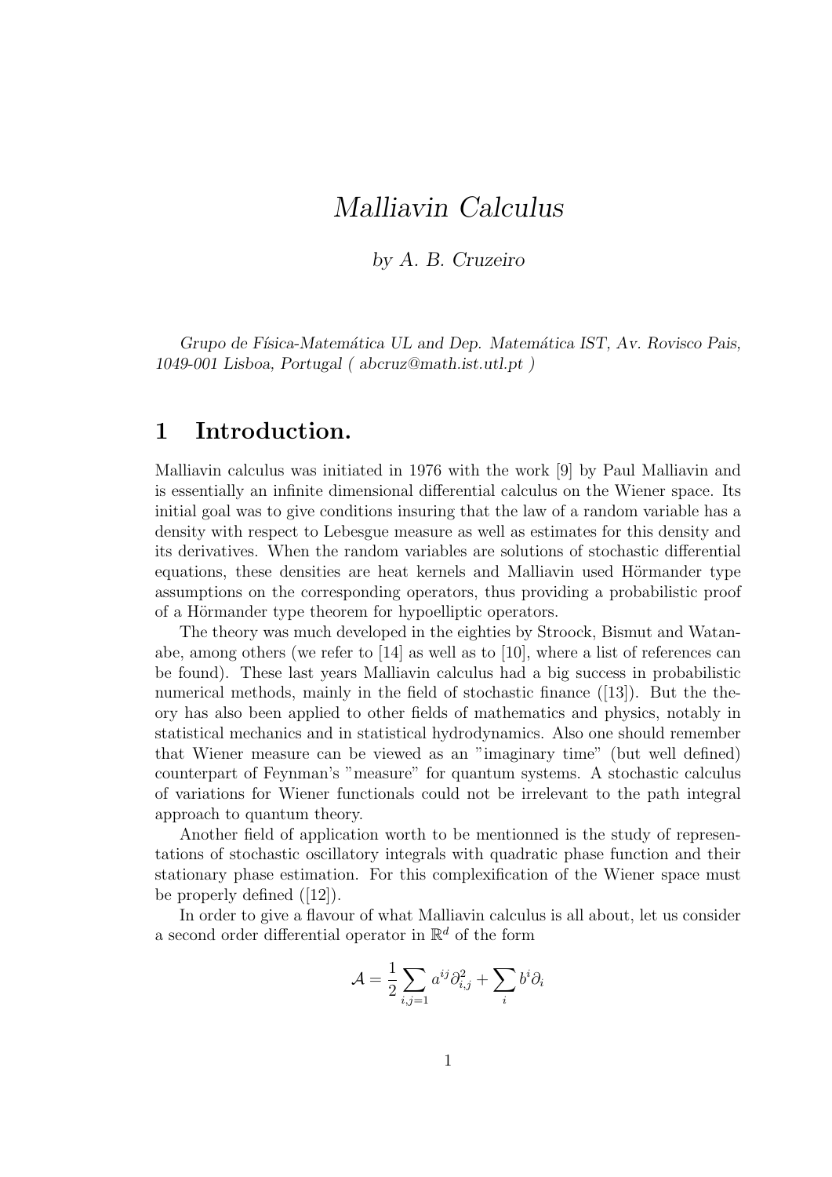# *Malliavin Calculus*

*by A. B. Cruzeiro*

*Grupo de Física-Matemática UL and Dep. Matemática IST, Av. Rovisco Pais, 1049-001 Lisboa, Portugal ( abcruz@math.ist.utl.pt )*

## 1 Introduction.

Malliavin calculus was initiated in 1976 with the work [9] by Paul Malliavin and is essentially an infinite dimensional differential calculus on the Wiener space. Its initial goal was to give conditions insuring that the law of a random variable has a density with respect to Lebesgue measure as well as estimates for this density and its derivatives. When the random variables are solutions of stochastic differential equations, these densities are heat kernels and Malliavin used Hörmander type assumptions on the corresponding operators, thus providing a probabilistic proof of a Hörmander type theorem for hypoelliptic operators.

The theory was much developed in the eighties by Stroock, Bismut and Watanabe, among others (we refer to [14] as well as to [10], where a list of references can be found). These last years Malliavin calculus had a big success in probabilistic numerical methods, mainly in the field of stochastic finance ([13]). But the theory has also been applied to other fields of mathematics and physics, notably in statistical mechanics and in statistical hydrodynamics. Also one should remember that Wiener measure can be viewed as an "imaginary time" (but well defined) counterpart of Feynman's "measure" for quantum systems. A stochastic calculus of variations for Wiener functionals could not be irrelevant to the path integral approach to quantum theory.

Another field of application worth to be mentionned is the study of representations of stochastic oscillatory integrals with quadratic phase function and their stationary phase estimation. For this complexification of the Wiener space must be properly defined ([12]).

In order to give a flavour of what Malliavin calculus is all about, let us consider a second order differential operator in $\mathbb{R}^d$ of the form

$$\mathcal{A} = \frac{1}{2} \sum_{i,j=1} a^{ij} \partial_{i,j}^2 + \sum_i b^i \partial_i$$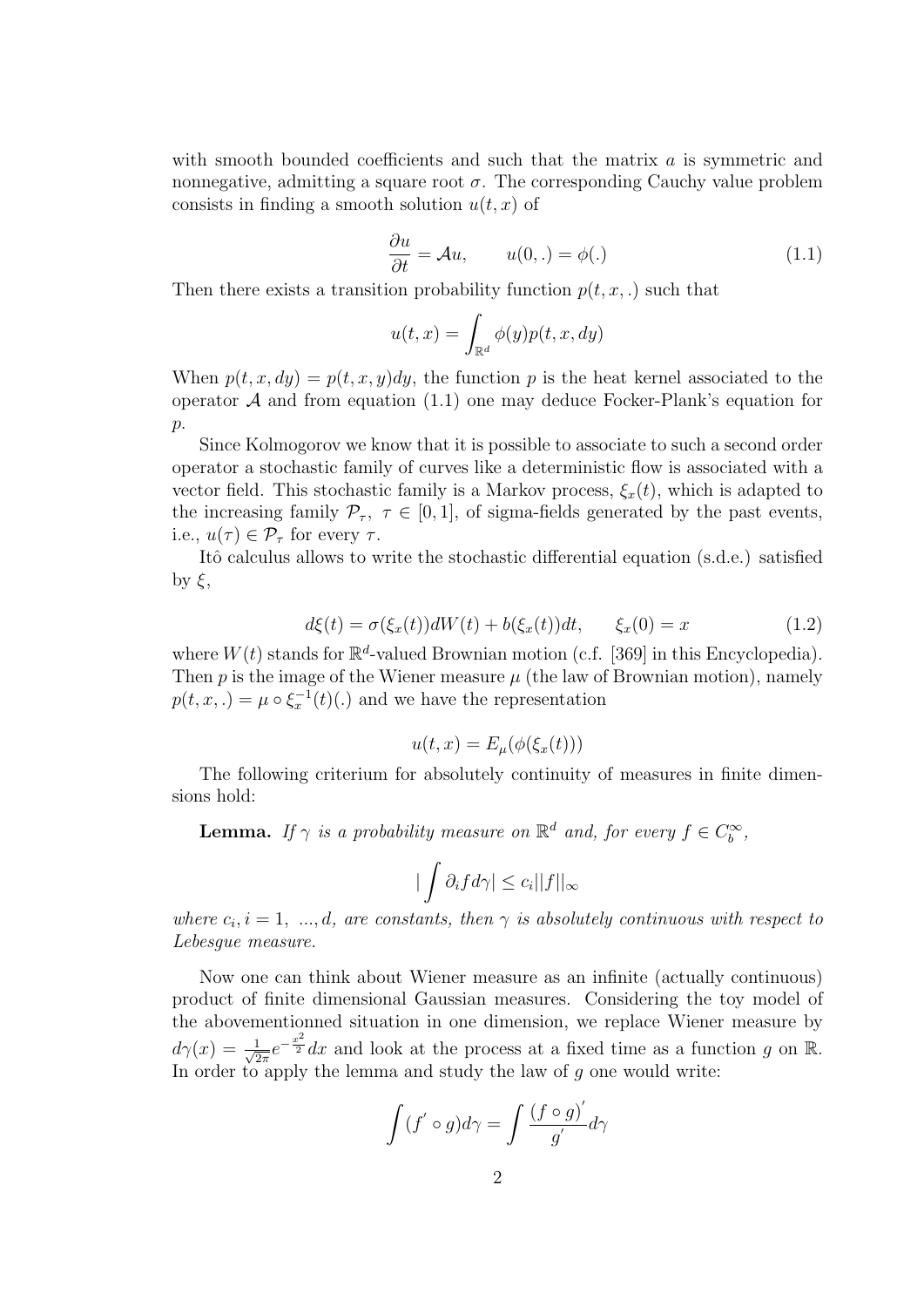with smooth bounded coefficients and such that the matrix $a$ is symmetric and nonnegative, admitting a square root $\sigma$. The corresponding Cauchy value problem consists in finding a smooth solution $u(t,x)$ of

$$\frac{\partial u}{\partial t} = \mathcal{A}u, \qquad u(0,.) = \phi(.) \tag{1.1}$$

Then there exists a transition probability function $p(t,x,.)$ such that

$$u(t,x) = \int_{\mathbb{R}^d} \phi(y) p(t,x,dy)$$

When $p(t,x,dy) = p(t,x,y)dy$, the function $p$ is the heat kernel associated to the operator $\mathcal{A}$ and from equation (1.1) one may deduce Focker-Plank's equation for $p$.

Since Kolmogorov we know that it is possible to associate to such a second order operator a stochastic family of curves like a deterministic flow is associated with a vector field. This stochastic family is a Markov process, $\xi_x(t)$, which is adapted to the increasing family $\mathcal{P}_\tau$, $\tau \in [0,1]$, of sigma-fields generated by the past events, i.e., $u(\tau) \in \mathcal{P}_\tau$ for every $\tau$.

Itô calculus allows to write the stochastic differential equation (s.d.e.) satisfied by $\xi$,

$$d\xi(t) = \sigma(\xi_x(t))dW(t) + b(\xi_x(t))dt, \qquad \xi_x(0) = x \tag{1.2}$$

where $W(t)$ stands for $\mathbb{R}^d$-valued Brownian motion (c.f. [369] in this Encyclopedia). Then $p$ is the image of the Wiener measure $\mu$ (the law of Brownian motion), namely $p(t,x,.) = \mu \circ \xi_x^{-1}(t)(.)$ and we have the representation

$$u(t,x) = E_\mu(\phi(\xi_x(t)))$$

The following criterium for absolutely continuity of measures in finite dimensions hold:

**Lemma.** *If $\gamma$ is a probability measure on $\mathbb{R}^d$ and, for every $f \in C_b^\infty$,*

$$|\int \partial_i f d\gamma| \leq c_i ||f||_\infty$$

*where $c_i, i = 1, \ ..., d$, are constants, then $\gamma$ is absolutely continuous with respect to Lebesgue measure.*

Now one can think about Wiener measure as an infinite (actually continuous) product of finite dimensional Gaussian measures. Considering the toy model of the abovementionned situation in one dimension, we replace Wiener measure by $d\gamma(x) = \frac{1}{\sqrt{2\pi}} e^{-\frac{x^2}{2}} dx$ and look at the process at a fixed time as a function $g$ on $\mathbb{R}$. In order to apply the lemma and study the law of $g$ one would write:

$$\int (f' \circ g) d\gamma = \int \frac{(f \circ g)'}{g'} d\gamma$$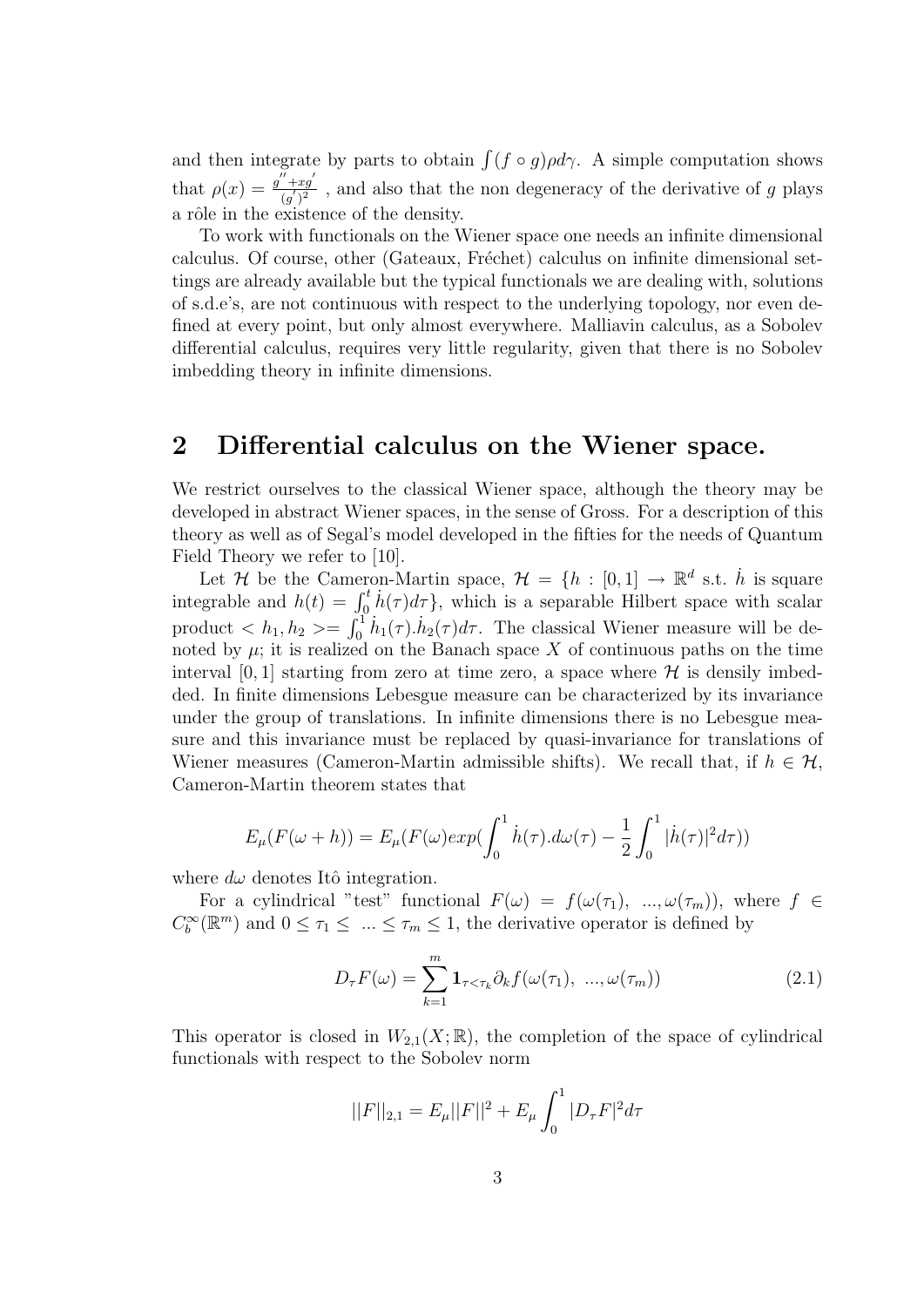and then integrate by parts to obtain $\int (f \circ g)\rho d\gamma$. A simple computation shows that $\rho(x) = \frac{g^{''}+xg^{'}}{(g^{'})^2}$ , and also that the non degeneracy of the derivative of $g$ plays a rôle in the existence of the density.

To work with functionals on the Wiener space one needs an infinite dimensional calculus. Of course, other (Gateaux, Fréchet) calculus on infinite dimensional settings are already available but the typical functionals we are dealing with, solutions of s.d.e's, are not continuous with respect to the underlying topology, nor even defined at every point, but only almost everywhere. Malliavin calculus, as a Sobolev differential calculus, requires very little regularity, given that there is no Sobolev imbedding theory in infinite dimensions.

## 2 Differential calculus on the Wiener space.

We restrict ourselves to the classical Wiener space, although the theory may be developed in abstract Wiener spaces, in the sense of Gross. For a description of this theory as well as of Segal's model developed in the fifties for the needs of Quantum Field Theory we refer to [10].

Let $\mathcal{H}$ be the Cameron-Martin space, $\mathcal{H} = \{h : [0,1] \to \mathbb{R}^d$ s.t. $\dot{h}$ is square integrable and $h(t) = \int_0^t \dot{h}(\tau)d\tau\}$, which is a separable Hilbert space with scalar product $< h_1, h_2 >= \int_0^1 \dot{h}_1(\tau).\dot{h}_2(\tau)d\tau$. The classical Wiener measure will be denoted by $\mu$; it is realized on the Banach space $X$ of continuous paths on the time interval $[0,1]$ starting from zero at time zero, a space where $\mathcal{H}$ is densily imbedded. In finite dimensions Lebesgue measure can be characterized by its invariance under the group of translations. In infinite dimensions there is no Lebesgue measure and this invariance must be replaced by quasi-invariance for translations of Wiener measures (Cameron-Martin admissible shifts). We recall that, if $h \in \mathcal{H}$, Cameron-Martin theorem states that

$$E_\mu(F(\omega + h)) = E_\mu(F(\omega) exp(\int_0^1 \dot{h}(\tau).d\omega(\tau) - \frac{1}{2}\int_0^1 |\dot{h}(\tau)|^2 d\tau))$$

where $d\omega$ denotes Itô integration.

For a cylindrical "test" functional $F(\omega) = f(\omega(\tau_1), \; ..., \omega(\tau_m))$, where $f \in C_b^\infty(\mathbb{R}^m)$ and $0 \leq \tau_1 \leq \; ... \leq \tau_m \leq 1$, the derivative operator is defined by

$$D_\tau F(\omega) = \sum_{k=1}^{m} \mathbf{1}_{\tau < \tau_k} \partial_k f(\omega(\tau_1), \; ..., \omega(\tau_m)) \tag{2.1}$$

This operator is closed in $W_{2,1}(X; \mathbb{R})$, the completion of the space of cylindrical functionals with respect to the Sobolev norm

$$||F||_{2,1} = E_\mu ||F||^2 + E_\mu \int_0^1 |D_\tau F|^2 d\tau$$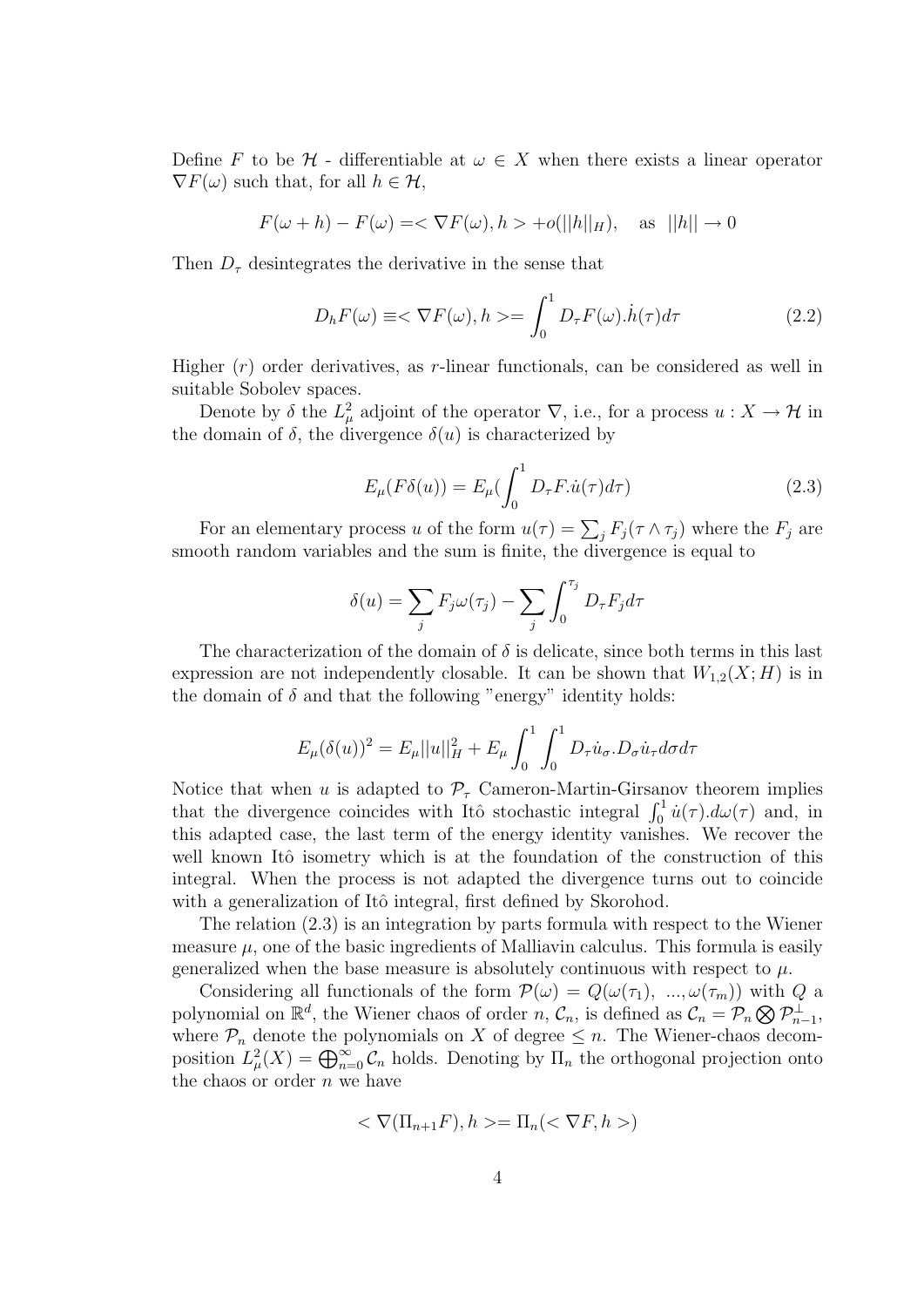Define $F$ to be $\mathcal{H}$ - differentiable at $\omega \in X$ when there exists a linear operator $\nabla F(\omega)$ such that, for all $h \in \mathcal{H}$,

$$F(\omega + h) - F(\omega) = < \nabla F(\omega), h > + o(||h||_H), \quad \text{as} \quad ||h|| \to 0$$

Then $D_\tau$ desintegrates the derivative in the sense that

$$D_h F(\omega) \equiv < \nabla F(\omega), h > = \int_0^1 D_\tau F(\omega).\dot{h}(\tau) d\tau \tag{2.2}$$

Higher ($r$) order derivatives, as $r$-linear functionals, can be considered as well in suitable Sobolev spaces.

Denote by $\delta$ the $L^2_\mu$ adjoint of the operator $\nabla$, i.e., for a process $u : X \to \mathcal{H}$ in the domain of $\delta$, the divergence $\delta(u)$ is characterized by

$$E_\mu(F\delta(u)) = E_\mu(\int_0^1 D_\tau F.\dot{u}(\tau) d\tau) \tag{2.3}$$

For an elementary process $u$ of the form $u(\tau) = \sum_j F_j(\tau \wedge \tau_j)$ where the $F_j$ are smooth random variables and the sum is finite, the divergence is equal to

$$\delta(u) = \sum_j F_j \omega(\tau_j) - \sum_j \int_0^{\tau_j} D_\tau F_j d\tau$$

The characterization of the domain of $\delta$ is delicate, since both terms in this last expression are not independently closable. It can be shown that $W_{1,2}(X; H)$ is in the domain of $\delta$ and that the following "energy" identity holds:

$$E_\mu(\delta(u))^2 = E_\mu ||u||^2_H + E_\mu \int_0^1 \int_0^1 D_\tau \dot{u}_\sigma . D_\sigma \dot{u}_\tau d\sigma d\tau$$

Notice that when $u$ is adapted to $\mathcal{P}_\tau$ Cameron-Martin-Girsanov theorem implies that the divergence coincides with Itô stochastic integral $\int_0^1 \dot{u}(\tau).d\omega(\tau)$ and, in this adapted case, the last term of the energy identity vanishes. We recover the well known Itô isometry which is at the foundation of the construction of this integral. When the process is not adapted the divergence turns out to coincide with a generalization of Itô integral, first defined by Skorohod.

The relation (2.3) is an integration by parts formula with respect to the Wiener measure $\mu$, one of the basic ingredients of Malliavin calculus. This formula is easily generalized when the base measure is absolutely continuous with respect to $\mu$.

Considering all functionals of the form $\mathcal{P}(\omega) = Q(\omega(\tau_1), ..., \omega(\tau_m))$ with $Q$ a polynomial on $\mathbb{R}^d$, the Wiener chaos of order $n$, $\mathcal{C}_n$, is defined as $\mathcal{C}_n = \mathcal{P}_n \bigotimes \mathcal{P}^\perp_{n-1}$, where $\mathcal{P}_n$ denote the polynomials on $X$ of degree $\leq n$. The Wiener-chaos decomposition $L^2_\mu(X) = \bigoplus_{n=0}^\infty \mathcal{C}_n$ holds. Denoting by $\Pi_n$ the orthogonal projection onto the chaos or order $n$ we have

$$< \nabla(\Pi_{n+1} F), h > = \Pi_n(< \nabla F, h >)$$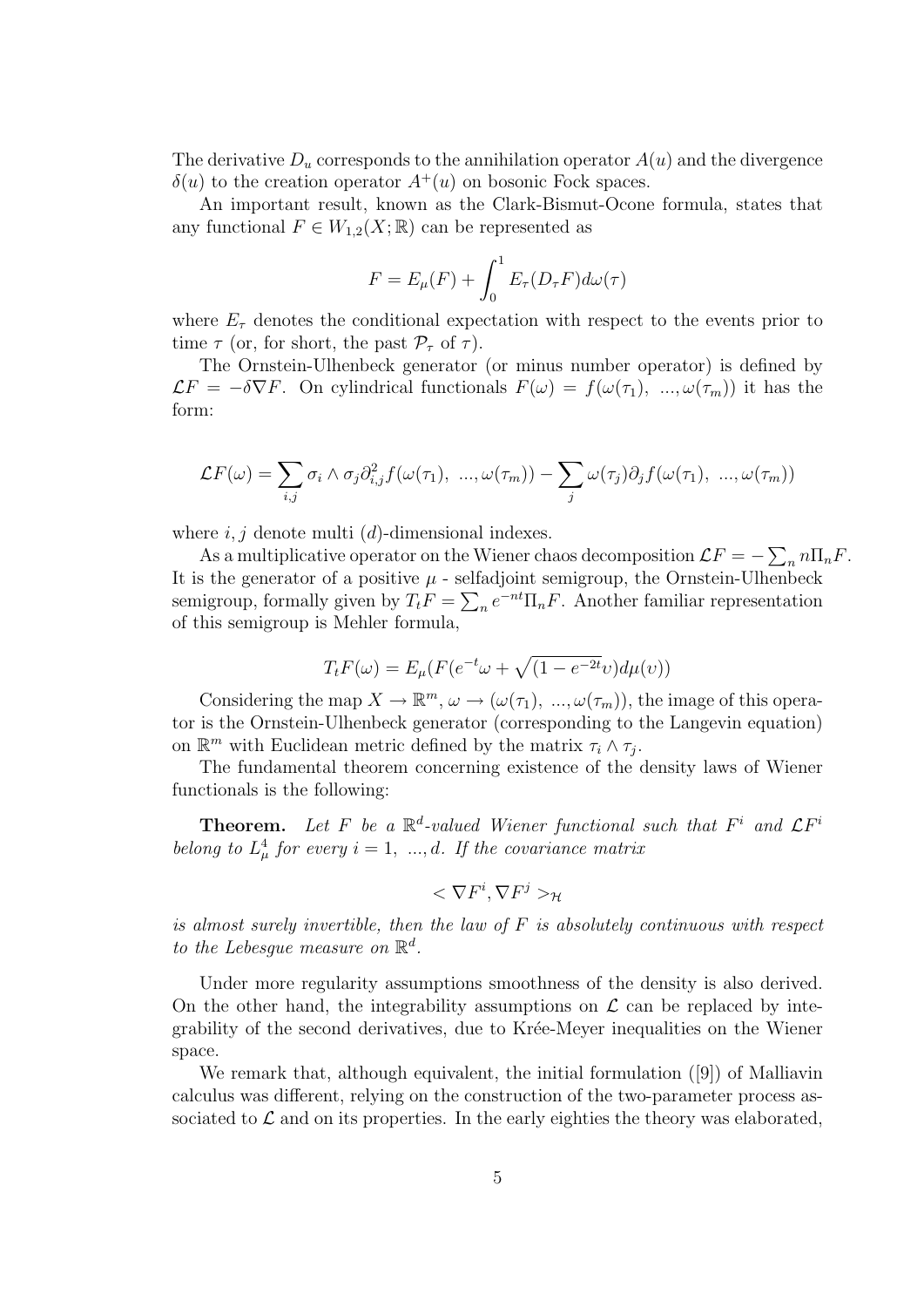The derivative $D_u$ corresponds to the annihilation operator $A(u)$ and the divergence $\delta(u)$ to the creation operator $A^+(u)$ on bosonic Fock spaces.

An important result, known as the Clark-Bismut-Ocone formula, states that any functional $F \in W_{1,2}(X;\mathbb{R})$ can be represented as

$$F = E_\mu(F) + \int_0^1 E_\tau(D_\tau F) d\omega(\tau)$$

where $E_\tau$ denotes the conditional expectation with respect to the events prior to time $\tau$ (or, for short, the past $\mathcal{P}_\tau$ of $\tau$).

The Ornstein-Ulhenbeck generator (or minus number operator) is defined by $\mathcal{L}F = -\delta\nabla F$. On cylindrical functionals $F(\omega) = f(\omega(\tau_1),\ ...,\omega(\tau_m))$ it has the form:

$$\mathcal{L}F(\omega) = \sum_{i,j} \sigma_i \wedge \sigma_j \partial^2_{i,j} f(\omega(\tau_1),\ ...,\omega(\tau_m)) - \sum_j \omega(\tau_j)\partial_j f(\omega(\tau_1),\ ...,\omega(\tau_m))$$

where $i, j$ denote multi ($d$)-dimensional indexes.

As a multiplicative operator on the Wiener chaos decomposition $\mathcal{L}F = -\sum_n n\Pi_n F$. It is the generator of a positive $\mu$ - selfadjoint semigroup, the Ornstein-Ulhenbeck semigroup, formally given by $T_t F = \sum_n e^{-nt}\Pi_n F$. Another familiar representation of this semigroup is Mehler formula,

$$T_t F(\omega) = E_\mu(F(e^{-t}\omega + \sqrt{(1-e^{-2t}}\upsilon)d\mu(\upsilon))$$

Considering the map $X \to \mathbb{R}^m$, $\omega \to (\omega(\tau_1),\ ...,\omega(\tau_m))$, the image of this operator is the Ornstein-Ulhenbeck generator (corresponding to the Langevin equation) on $\mathbb{R}^m$ with Euclidean metric defined by the matrix $\tau_i \wedge \tau_j$.

The fundamental theorem concerning existence of the density laws of Wiener functionals is the following:

**Theorem.** *Let $F$ be a $\mathbb{R}^d$-valued Wiener functional such that $F^i$ and $\mathcal{L}F^i$ belong to $L^4_\mu$ for every $i = 1,\ ...,d$. If the covariance matrix*

$$< \nabla F^i, \nabla F^j >_{\mathcal{H}}$$

*is almost surely invertible, then the law of $F$ is absolutely continuous with respect to the Lebesgue measure on $\mathbb{R}^d$.*

Under more regularity assumptions smoothness of the density is also derived. On the other hand, the integrability assumptions on $\mathcal{L}$ can be replaced by integrability of the second derivatives, due to Krée-Meyer inequalities on the Wiener space.

We remark that, although equivalent, the initial formulation ([9]) of Malliavin calculus was different, relying on the construction of the two-parameter process associated to $\mathcal{L}$ and on its properties. In the early eighties the theory was elaborated,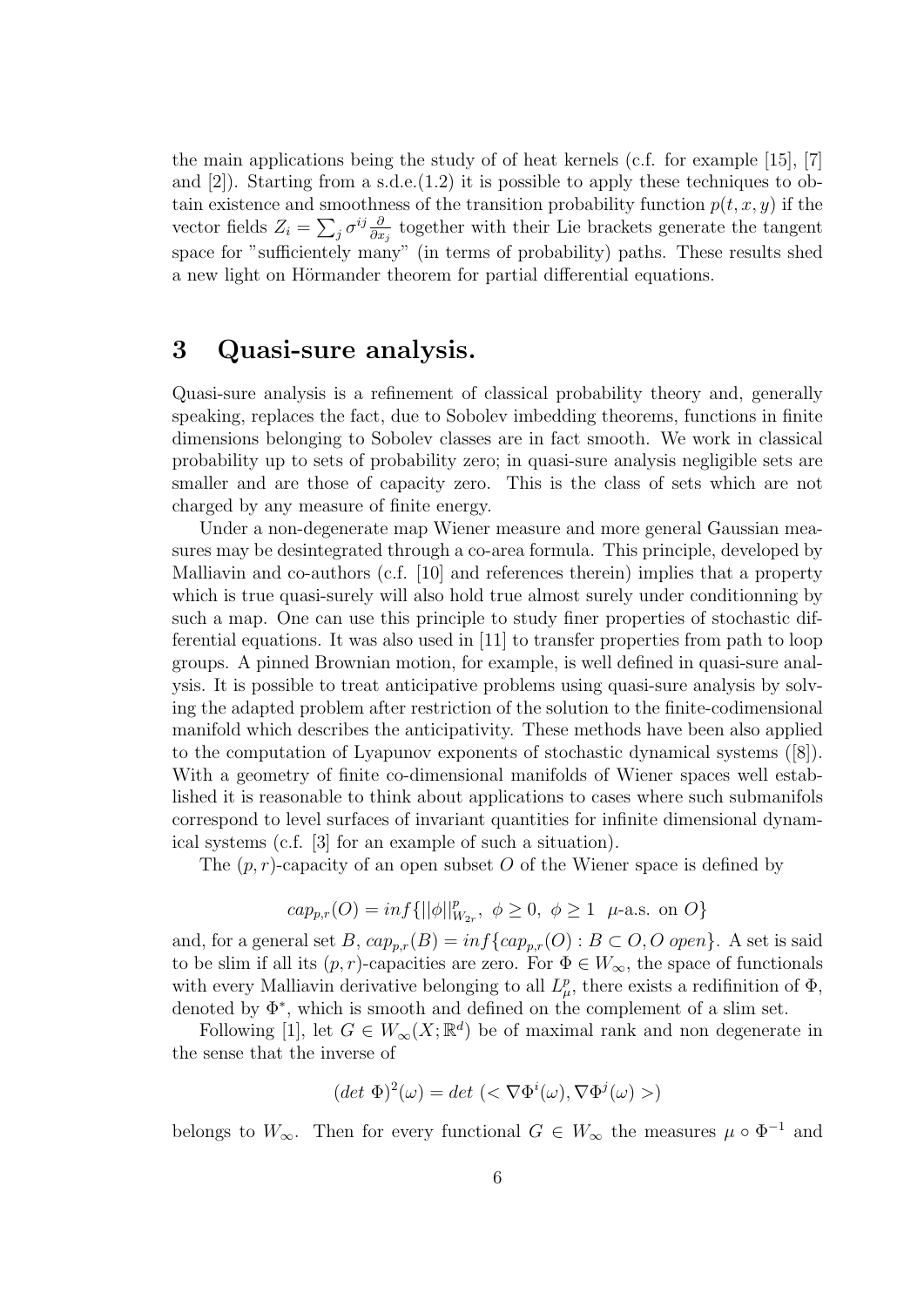the main applications being the study of of heat kernels (c.f. for example [15], [7] and [2]). Starting from a s.d.e.(1.2) it is possible to apply these techniques to obtain existence and smoothness of the transition probability function $p(t, x, y)$ if the vector fields $Z_i = \sum_j \sigma^{ij} \frac{\partial}{\partial x_j}$ together with their Lie brackets generate the tangent space for "sufficientely many" (in terms of probability) paths. These results shed a new light on Hörmander theorem for partial differential equations.

## 3 Quasi-sure analysis.

Quasi-sure analysis is a refinement of classical probability theory and, generally speaking, replaces the fact, due to Sobolev imbedding theorems, functions in finite dimensions belonging to Sobolev classes are in fact smooth. We work in classical probability up to sets of probability zero; in quasi-sure analysis negligible sets are smaller and are those of capacity zero. This is the class of sets which are not charged by any measure of finite energy.

Under a non-degenerate map Wiener measure and more general Gaussian measures may be desintegrated through a co-area formula. This principle, developed by Malliavin and co-authors (c.f. [10] and references therein) implies that a property which is true quasi-surely will also hold true almost surely under conditionning by such a map. One can use this principle to study finer properties of stochastic differential equations. It was also used in [11] to transfer properties from path to loop groups. A pinned Brownian motion, for example, is well defined in quasi-sure analysis. It is possible to treat anticipative problems using quasi-sure analysis by solving the adapted problem after restriction of the solution to the finite-codimensional manifold which describes the anticipativity. These methods have been also applied to the computation of Lyapunov exponents of stochastic dynamical systems ([8]). With a geometry of finite co-dimensional manifolds of Wiener spaces well established it is reasonable to think about applications to cases where such submanifols correspond to level surfaces of invariant quantities for infinite dimensional dynamical systems (c.f. [3] for an example of such a situation).

The $(p, r)$-capacity of an open subset $O$ of the Wiener space is defined by

$$cap_{p,r}(O) = inf\{||\phi||^p_{W_{2r}},\ \phi \geq 0,\ \phi \geq 1 \ \ \mu\text{-a.s. on } O\}$$

and, for a general set $B$, $cap_{p,r}(B) = inf\{cap_{p,r}(O) : B \subset O, O \ open\}$. A set is said to be slim if all its $(p, r)$-capacities are zero. For $\Phi \in W_\infty$, the space of functionals with every Malliavin derivative belonging to all $L^p_\mu$, there exists a redifinition of $\Phi$, denoted by $\Phi^*$, which is smooth and defined on the complement of a slim set.

Following [1], let $G \in W_\infty(X; \mathbb{R}^d)$ be of maximal rank and non degenerate in the sense that the inverse of

$$(det\ \Phi)^2(\omega) = det\ (< \nabla\Phi^i(\omega), \nabla\Phi^j(\omega) >)$$

belongs to $W_\infty$. Then for every functional $G \in W_\infty$ the measures $\mu \circ \Phi^{-1}$ and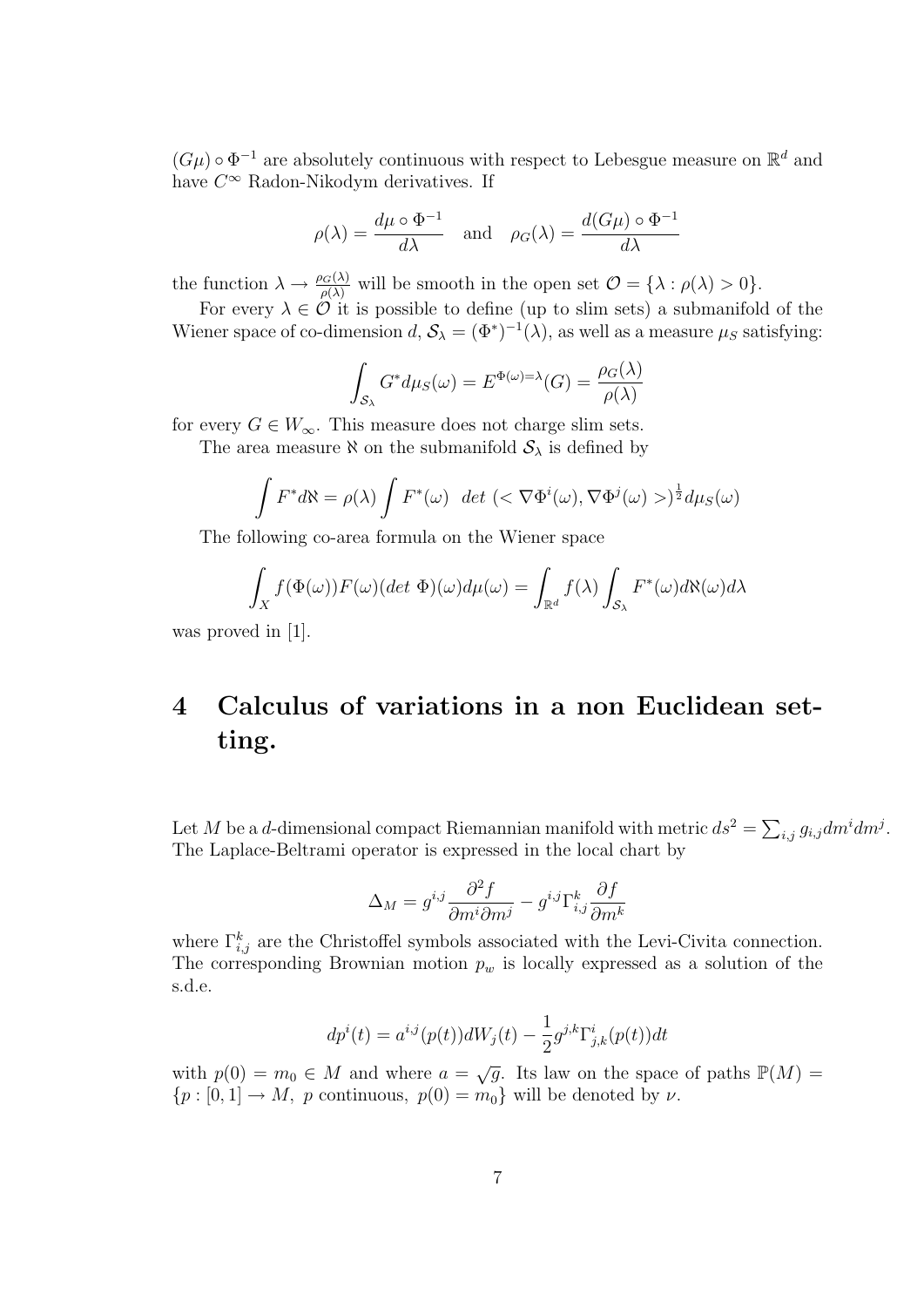$(G\mu) \circ \Phi^{-1}$ are absolutely continuous with respect to Lebesgue measure on $\mathbb{R}^d$ and have $C^\infty$ Radon-Nikodym derivatives. If

$$\rho(\lambda) = \frac{d\mu \circ \Phi^{-1}}{d\lambda} \quad \text{and} \quad \rho_G(\lambda) = \frac{d(G\mu) \circ \Phi^{-1}}{d\lambda}$$

the function $\lambda \to \frac{\rho_G(\lambda)}{\rho(\lambda)}$ will be smooth in the open set $\mathcal{O} = \{\lambda : \rho(\lambda) > 0\}$.

For every $\lambda \in \mathcal{O}$ it is possible to define (up to slim sets) a submanifold of the Wiener space of co-dimension $d$, $\mathcal{S}_\lambda = (\Phi^*)^{-1}(\lambda)$, as well as a measure $\mu_S$ satisfying:

$$\int_{\mathcal{S}_\lambda} G^* d\mu_S(\omega) = E^{\Phi(\omega)=\lambda}(G) = \frac{\rho_G(\lambda)}{\rho(\lambda)}$$

for every $G \in W_\infty$. This measure does not charge slim sets.

The area measure $\aleph$ on the submanifold $\mathcal{S}_\lambda$ is defined by

$$\int F^* d\aleph = \rho(\lambda) \int F^*(\omega) \;\; det\, (< \nabla\Phi^i(\omega), \nabla\Phi^j(\omega) >)^{\frac{1}{2}} d\mu_S(\omega)$$

The following co-area formula on the Wiener space

$$\int_X f(\Phi(\omega)) F(\omega) (det\ \Phi)(\omega) d\mu(\omega) = \int_{\mathbb{R}^d} f(\lambda) \int_{\mathcal{S}_\lambda} F^*(\omega) d\aleph(\omega) d\lambda$$

was proved in [1].

# 4 Calculus of variations in a non Euclidean setting.

Let $M$ be a $d$-dimensional compact Riemannian manifold with metric $ds^2 = \sum_{i,j} g_{i,j} dm^i dm^j$. The Laplace-Beltrami operator is expressed in the local chart by

$$\Delta_M = g^{i,j} \frac{\partial^2 f}{\partial m^i \partial m^j} - g^{i,j} \Gamma^k_{i,j} \frac{\partial f}{\partial m^k}$$

where $\Gamma^k_{i,j}$ are the Christoffel symbols associated with the Levi-Civita connection. The corresponding Brownian motion $p_w$ is locally expressed as a solution of the s.d.e.

$$dp^i(t) = a^{i,j}(p(t)) dW_j(t) - \frac{1}{2} g^{j,k} \Gamma^i_{j,k}(p(t)) dt$$

with $p(0) = m_0 \in M$ and where $a = \sqrt{g}$. Its law on the space of paths $\mathbb{P}(M) = \{p : [0,1] \to M,\ p \text{ continuous},\ p(0) = m_0\}$ will be denoted by $\nu$.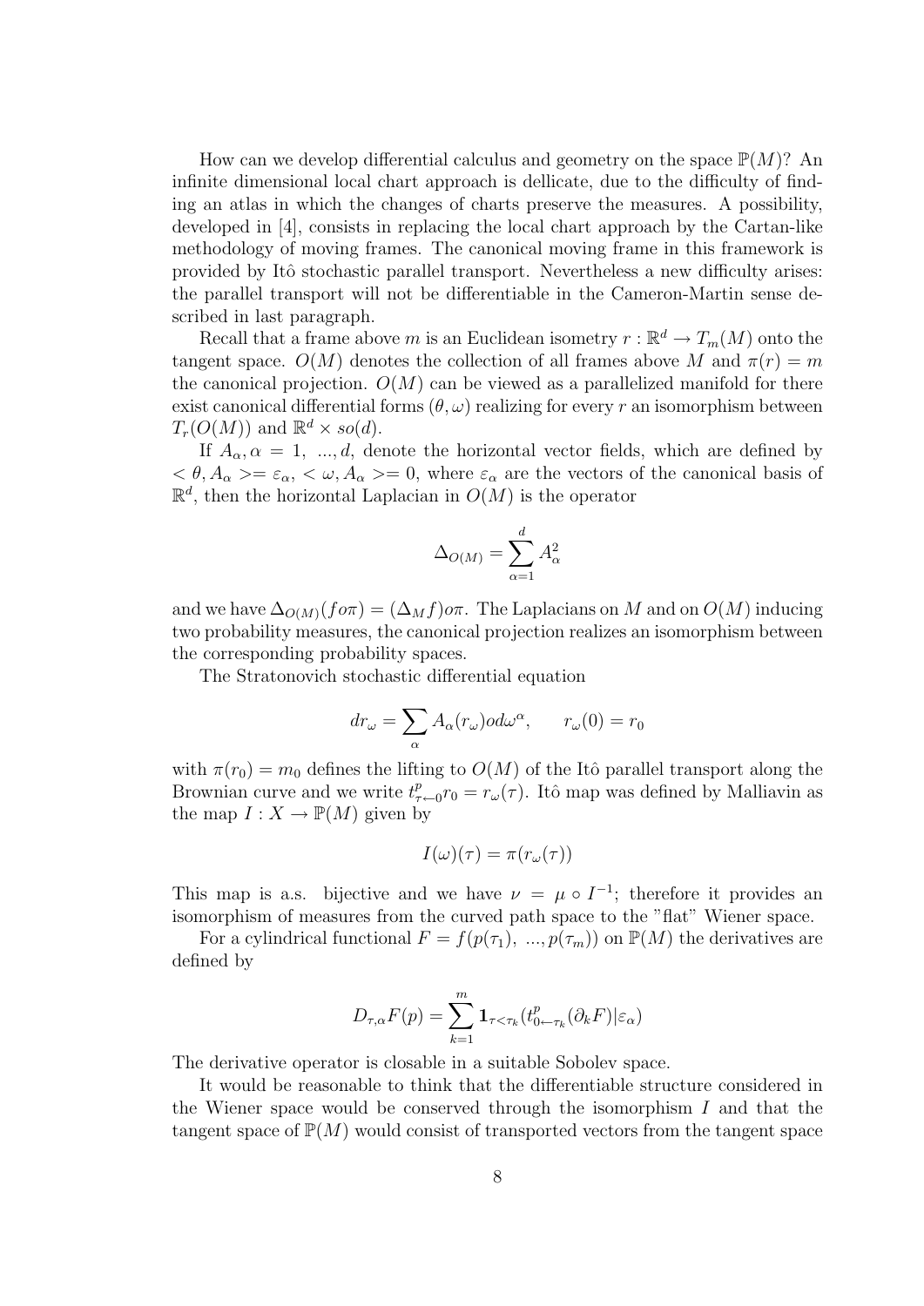How can we develop differential calculus and geometry on the space $\mathbb{P}(M)$? An infinite dimensional local chart approach is dellicate, due to the difficulty of finding an atlas in which the changes of charts preserve the measures. A possibility, developed in [4], consists in replacing the local chart approach by the Cartan-like methodology of moving frames. The canonical moving frame in this framework is provided by Itô stochastic parallel transport. Nevertheless a new difficulty arises: the parallel transport will not be differentiable in the Cameron-Martin sense described in last paragraph.

Recall that a frame above $m$ is an Euclidean isometry $r : \mathbb{R}^d \to T_m(M)$ onto the tangent space. $O(M)$ denotes the collection of all frames above $M$ and $\pi(r) = m$ the canonical projection. $O(M)$ can be viewed as a parallelized manifold for there exist canonical differential forms $(\theta, \omega)$ realizing for every $r$ an isomorphism between $T_r(O(M))$ and $\mathbb{R}^d \times so(d)$.

If $A_\alpha, \alpha = 1, ..., d$, denote the horizontal vector fields, which are defined by $< \theta, A_\alpha >= \varepsilon_\alpha$, $< \omega, A_\alpha >= 0$, where $\varepsilon_\alpha$ are the vectors of the canonical basis of $\mathbb{R}^d$, then the horizontal Laplacian in $O(M)$ is the operator

$$\Delta_{O(M)} = \sum_{\alpha=1}^{d} A_\alpha^2$$

and we have $\Delta_{O(M)}(f o\pi) = (\Delta_M f) o\pi$. The Laplacians on $M$ and on $O(M)$ inducing two probability measures, the canonical projection realizes an isomorphism between the corresponding probability spaces.

The Stratonovich stochastic differential equation

$$dr_\omega = \sum_\alpha A_\alpha(r_\omega) o d\omega^\alpha, \qquad r_\omega(0) = r_0$$

with $\pi(r_0) = m_0$ defines the lifting to $O(M)$ of the Itô parallel transport along the Brownian curve and we write $t^p_{\tau \leftarrow 0} r_0 = r_\omega(\tau)$. Itô map was defined by Malliavin as the map $I : X \to \mathbb{P}(M)$ given by

$$I(\omega)(\tau) = \pi(r_\omega(\tau))$$

This map is a.s. bijective and we have $\nu = \mu \circ I^{-1}$; therefore it provides an isomorphism of measures from the curved path space to the "flat" Wiener space.

For a cylindrical functional $F = f(p(\tau_1), ..., p(\tau_m))$ on $\mathbb{P}(M)$ the derivatives are defined by

$$D_{\tau,\alpha} F(p) = \sum_{k=1}^{m} \mathbf{1}_{\tau < \tau_k} (t^p_{0 \leftarrow \tau_k} (\partial_k F) | \varepsilon_\alpha)$$

The derivative operator is closable in a suitable Sobolev space.

It would be reasonable to think that the differentiable structure considered in the Wiener space would be conserved through the isomorphism $I$ and that the tangent space of $\mathbb{P}(M)$ would consist of transported vectors from the tangent space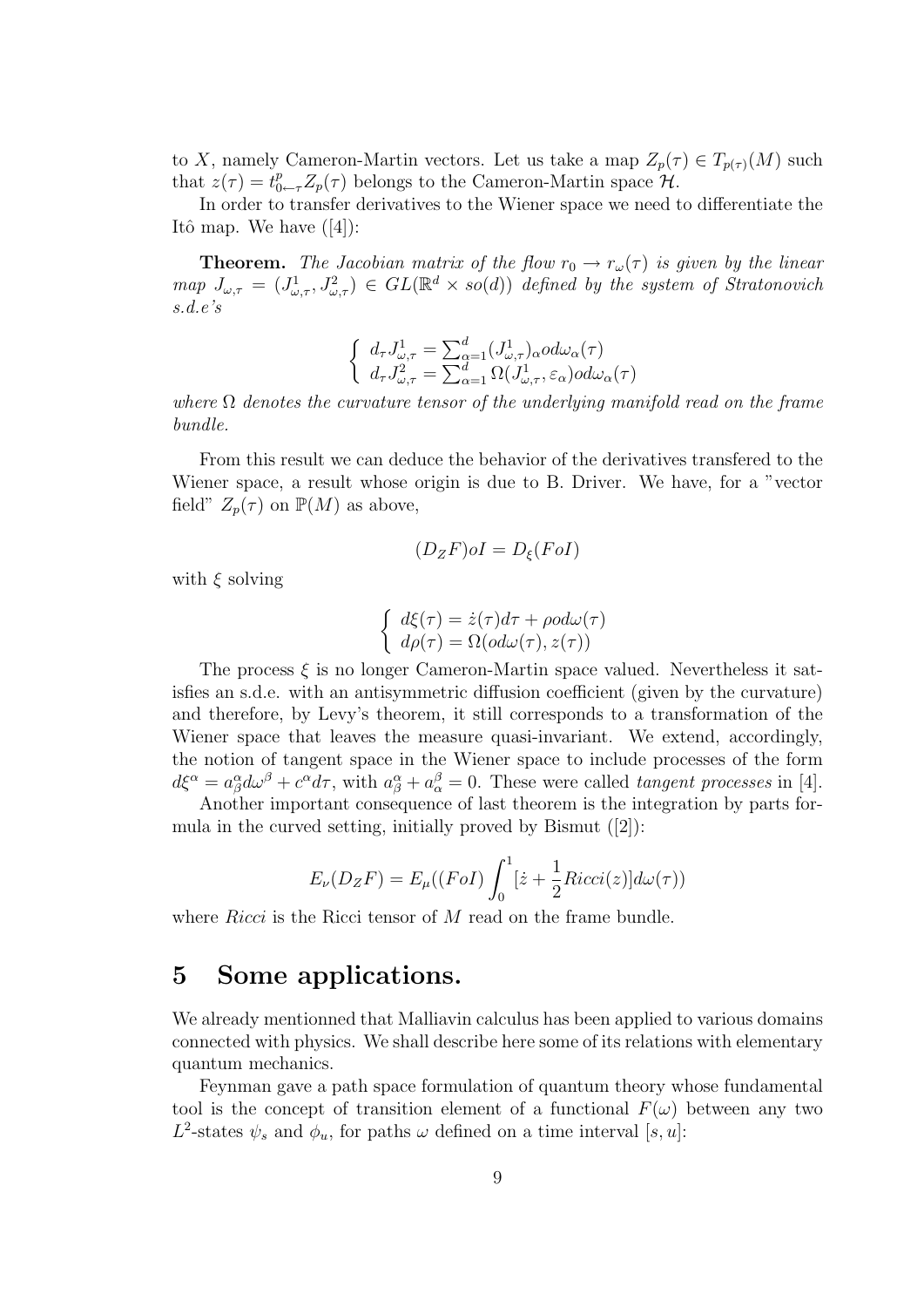to $X$, namely Cameron-Martin vectors. Let us take a map $Z_p(\tau) \in T_{p(\tau)}(M)$ such that $z(\tau) = t^p_{0\leftarrow\tau} Z_p(\tau)$ belongs to the Cameron-Martin space $\mathcal{H}$.

In order to transfer derivatives to the Wiener space we need to differentiate the Itô map. We have ([4]):

**Theorem.** *The Jacobian matrix of the flow $r_0 \to r_\omega(\tau)$ is given by the linear map $J_{\omega,\tau} = (J^1_{\omega,\tau}, J^2_{\omega,\tau}) \in GL(\mathbb{R}^d \times so(d))$ defined by the system of Stratonovich s.d.e's*

$$\begin{cases} d_\tau J^1_{\omega,\tau} = \sum_{\alpha=1}^d (J^1_{\omega,\tau})_\alpha o d\omega_\alpha(\tau) \\ d_\tau J^2_{\omega,\tau} = \sum_{\alpha=1}^d \Omega(J^1_{\omega,\tau}, \varepsilon_\alpha) o d\omega_\alpha(\tau) \end{cases}$$

*where $\Omega$ denotes the curvature tensor of the underlying manifold read on the frame bundle.*

From this result we can deduce the behavior of the derivatives transfered to the Wiener space, a result whose origin is due to B. Driver. We have, for a "vector field" $Z_p(\tau)$ on $\mathbb{P}(M)$ as above,

$$(D_Z F) o I = D_\xi (F o I)$$

with $\xi$ solving

$$\begin{cases} d\xi(\tau) = \dot{z}(\tau) d\tau + \rho o d\omega(\tau) \\ d\rho(\tau) = \Omega(o d\omega(\tau), z(\tau)) \end{cases}$$

The process $\xi$ is no longer Cameron-Martin space valued. Nevertheless it satisfies an s.d.e. with an antisymmetric diffusion coefficient (given by the curvature) and therefore, by Levy's theorem, it still corresponds to a transformation of the Wiener space that leaves the measure quasi-invariant. We extend, accordingly, the notion of tangent space in the Wiener space to include processes of the form $d\xi^\alpha = a^\alpha_\beta d\omega^\beta + c^\alpha d\tau$, with $a^\alpha_\beta + a^\beta_\alpha = 0$. These were called *tangent processes* in [4].

Another important consequence of last theorem is the integration by parts formula in the curved setting, initially proved by Bismut ([2]):

$$E_\nu(D_Z F) = E_\mu((F o I) \int_0^1 [\dot{z} + \frac{1}{2} Ricci(z)] d\omega(\tau))$$

where $Ricci$ is the Ricci tensor of $M$ read on the frame bundle.

# 5 Some applications.

We already mentionned that Malliavin calculus has been applied to various domains connected with physics. We shall describe here some of its relations with elementary quantum mechanics.

Feynman gave a path space formulation of quantum theory whose fundamental tool is the concept of transition element of a functional $F(\omega)$ between any two $L^2$-states $\psi_s$ and $\phi_u$, for paths $\omega$ defined on a time interval $[s, u]$: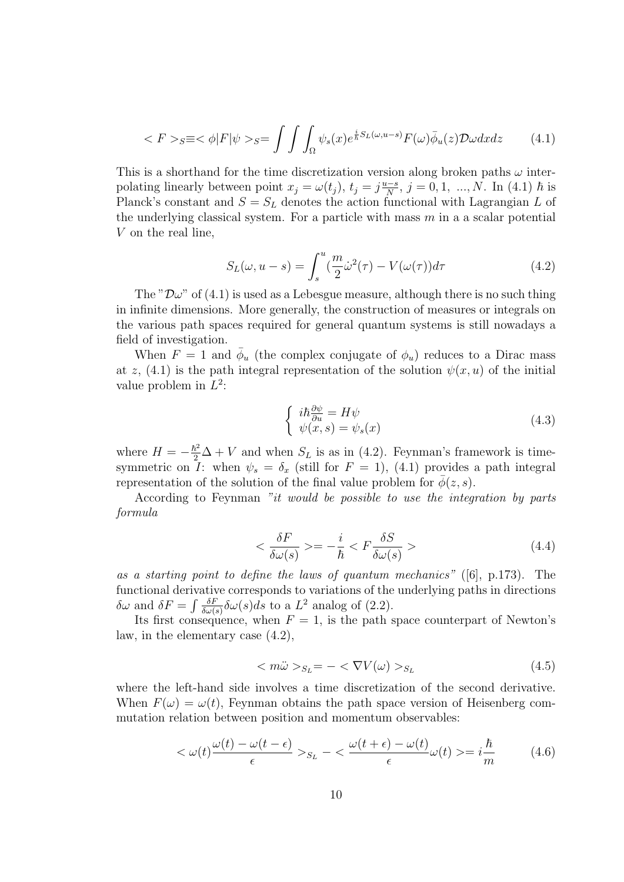$$< F >_S \equiv < \phi | F | \psi >_S = \int \int \int_\Omega \psi_s(x) e^{\frac{i}{\hbar} S_L(\omega, u-s)} F(\omega) \bar{\phi}_u(z) \mathcal{D}\omega dx dz \tag{4.1}$$

This is a shorthand for the time discretization version along broken paths $\omega$ interpolating linearly between point $x_j = \omega(t_j)$, $t_j = j\frac{u-s}{N}$, $j = 0, 1, \ ..., N$. In (4.1) $\hbar$ is Planck's constant and $S = S_L$ denotes the action functional with Lagrangian $L$ of the underlying classical system. For a particle with mass $m$ in a a scalar potential $V$ on the real line,

$$S_L(\omega, u-s) = \int_s^u (\frac{m}{2}\dot{\omega}^2(\tau) - V(\omega(\tau)) d\tau \tag{4.2}$$

The "$\mathcal{D}\omega$" of (4.1) is used as a Lebesgue measure, although there is no such thing in infinite dimensions. More generally, the construction of measures or integrals on the various path spaces required for general quantum systems is still nowadays a field of investigation.

When $F = 1$ and $\bar{\phi}_u$ (the complex conjugate of $\phi_u$) reduces to a Dirac mass at $z$, (4.1) is the path integral representation of the solution $\psi(x, u)$ of the initial value problem in $L^2$:

$$\begin{cases} i\hbar\frac{\partial\psi}{\partial u} = H\psi \\ \psi(x, s) = \psi_s(x) \end{cases} \tag{4.3}$$

where $H = -\frac{\hbar^2}{2}\Delta + V$ and when $S_L$ is as in (4.2). Feynman's framework is time-symmetric on $I$: when $\psi_s = \delta_x$ (still for $F = 1$), (4.1) provides a path integral representation of the solution of the final value problem for $\bar{\phi}(z, s)$.

According to Feynman *"it would be possible to use the integration by parts formula*

$$< \frac{\delta F}{\delta\omega(s)} > = -\frac{i}{\hbar} < F\frac{\delta S}{\delta\omega(s)} > \tag{4.4}$$

*as a starting point to define the laws of quantum mechanics"* ([6], p.173). The functional derivative corresponds to variations of the underlying paths in directions $\delta\omega$ and $\delta F = \int \frac{\delta F}{\delta\omega(s)}\delta\omega(s)ds$ to a $L^2$ analog of (2.2).

Its first consequence, when $F = 1$, is the path space counterpart of Newton's law, in the elementary case (4.2),

$$< m\ddot{\omega} >_{S_L} = - < \nabla V(\omega) >_{S_L} \tag{4.5}$$

where the left-hand side involves a time discretization of the second derivative. When $F(\omega) = \omega(t)$, Feynman obtains the path space version of Heisenberg commutation relation between position and momentum observables:

$$< \omega(t)\frac{\omega(t) - \omega(t-\epsilon)}{\epsilon} >_{S_L} - < \frac{\omega(t+\epsilon) - \omega(t)}{\epsilon}\omega(t) > = i\frac{\hbar}{m} \tag{4.6}$$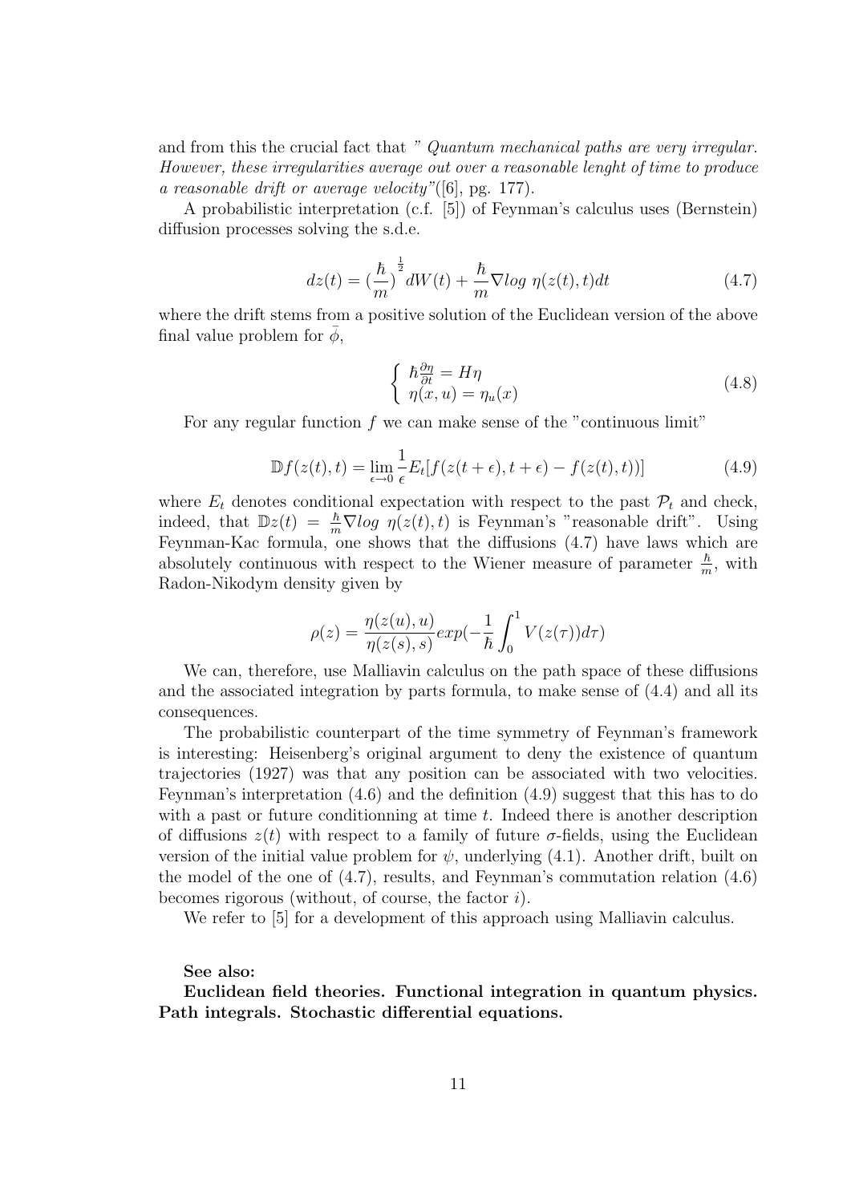and from this the crucial fact that " *Quantum mechanical paths are very irregular. However, these irregularities average out over a reasonable lenght of time to produce a reasonable drift or average velocity*"([6], pg. 177).

A probabilistic interpretation (c.f. [5]) of Feynman's calculus uses (Bernstein) diffusion processes solving the s.d.e.

$$dz(t) = (\frac{\hbar}{m})^{\frac{1}{2}} dW(t) + \frac{\hbar}{m} \nabla log\ \eta(z(t), t) dt \tag{4.7}$$

where the drift stems from a positive solution of the Euclidean version of the above final value problem for $\bar{\phi}$,

$$\begin{cases} \hbar \frac{\partial \eta}{\partial t} = H\eta \\ \eta(x, u) = \eta_u(x) \end{cases} \tag{4.8}$$

For any regular function $f$ we can make sense of the "continuous limit"

$$\mathbb{D}f(z(t), t) = \lim_{\epsilon \to 0} \frac{1}{\epsilon} E_t[f(z(t+\epsilon), t+\epsilon) - f(z(t), t))] \tag{4.9}$$

where $E_t$ denotes conditional expectation with respect to the past $\mathcal{P}_t$ and check, indeed, that $\mathbb{D}z(t) = \frac{\hbar}{m} \nabla log\ \eta(z(t), t)$ is Feynman's "reasonable drift". Using Feynman-Kac formula, one shows that the diffusions (4.7) have laws which are absolutely continuous with respect to the Wiener measure of parameter $\frac{\hbar}{m}$, with Radon-Nikodym density given by

$$\rho(z) = \frac{\eta(z(u), u)}{\eta(z(s), s)} exp(-\frac{1}{\hbar} \int_0^1 V(z(\tau)) d\tau)$$

We can, therefore, use Malliavin calculus on the path space of these diffusions and the associated integration by parts formula, to make sense of (4.4) and all its consequences.

The probabilistic counterpart of the time symmetry of Feynman's framework is interesting: Heisenberg's original argument to deny the existence of quantum trajectories (1927) was that any position can be associated with two velocities. Feynman's interpretation (4.6) and the definition (4.9) suggest that this has to do with a past or future conditionning at time $t$. Indeed there is another description of diffusions $z(t)$ with respect to a family of future $\sigma$-fields, using the Euclidean version of the initial value problem for $\psi$, underlying (4.1). Another drift, built on the model of the one of (4.7), results, and Feynman's commutation relation (4.6) becomes rigorous (without, of course, the factor $i$).

We refer to [5] for a development of this approach using Malliavin calculus.

**See also:**

**Euclidean field theories. Functional integration in quantum physics. Path integrals. Stochastic differential equations.**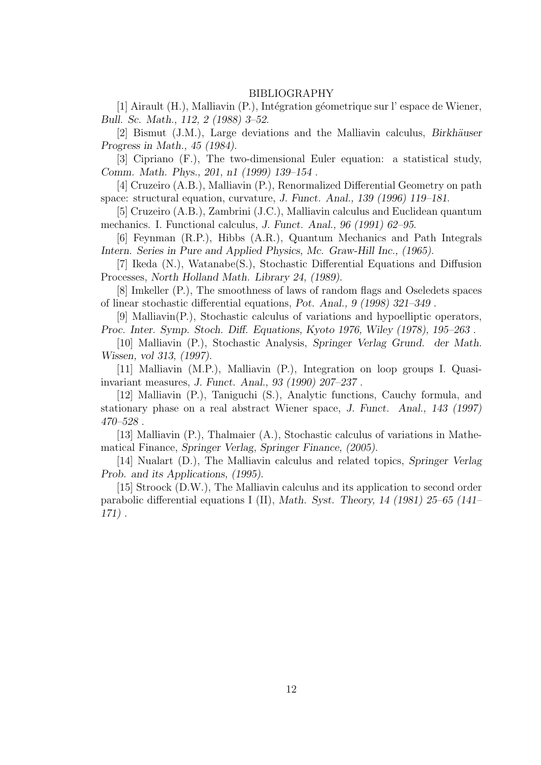# BIBLIOGRAPHY

[1] Airault (H.), Malliavin (P.), Intégration géometrique sur l' espace de Wiener, *Bull. Sc. Math., 112, 2 (1988) 3–52.*

[2] Bismut (J.M.), Large deviations and the Malliavin calculus, *Birkhäuser Progress in Math., 45 (1984).*

[3] Cipriano (F.), The two-dimensional Euler equation: a statistical study, *Comm. Math. Phys., 201, n1 (1999) 139–154 .*

[4] Cruzeiro (A.B.), Malliavin (P.), Renormalized Differential Geometry on path space: structural equation, curvature, *J. Funct. Anal., 139 (1996) 119–181.*

[5] Cruzeiro (A.B.), Zambrini (J.C.), Malliavin calculus and Euclidean quantum mechanics. I. Functional calculus, *J. Funct. Anal., 96 (1991) 62–95.*

[6] Feynman (R.P.), Hibbs (A.R.), Quantum Mechanics and Path Integrals *Intern. Series in Pure and Applied Physics, Mc. Graw-Hill Inc., (1965).*

[7] Ikeda (N.), Watanabe(S.), Stochastic Differential Equations and Diffusion Processes, *North Holland Math. Library 24, (1989).*

[8] Imkeller (P.), The smoothness of laws of random flags and Oseledets spaces of linear stochastic differential equations, *Pot. Anal., 9 (1998) 321–349 .*

[9] Malliavin(P.), Stochastic calculus of variations and hypoelliptic operators, *Proc. Inter. Symp. Stoch. Diff. Equations, Kyoto 1976, Wiley (1978), 195–263 .*

[10] Malliavin (P.), Stochastic Analysis, *Springer Verlag Grund. der Math. Wissen, vol 313, (1997).*

[11] Malliavin (M.P.), Malliavin (P.), Integration on loop groups I. Quasi-invariant measures, *J. Funct. Anal., 93 (1990) 207–237 .*

[12] Malliavin (P.), Taniguchi (S.), Analytic functions, Cauchy formula, and stationary phase on a real abstract Wiener space, *J. Funct. Anal., 143 (1997) 470–528 .*

[13] Malliavin (P.), Thalmaier (A.), Stochastic calculus of variations in Mathematical Finance, *Springer Verlag, Springer Finance, (2005).*

[14] Nualart (D.), The Malliavin calculus and related topics, *Springer Verlag Prob. and its Applications, (1995).*

[15] Stroock (D.W.), The Malliavin calculus and its application to second order parabolic differential equations I (II), *Math. Syst. Theory, 14 (1981) 25–65 (141–171) .*